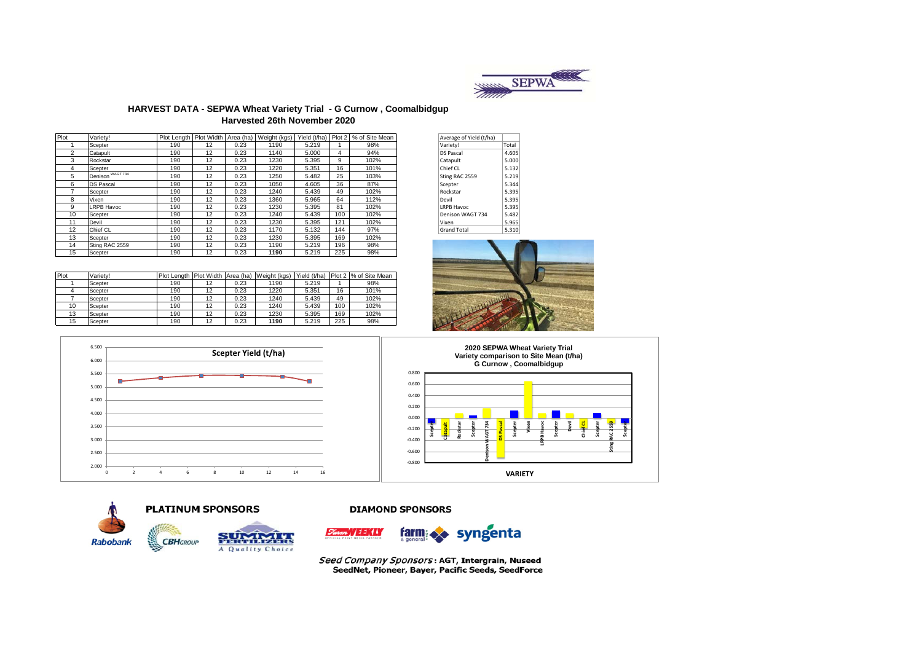# HARVEST DATA - SEPWA Wheat Variety Trial - G Curnow , Coomalbidgup

## Harvested 26th November 2020

| Plot | Variety! | Plot Length | Plot Width | Area (ha) | Weight (kgs) | Yield (t/ha) | Plot 2 | % of Site Mean |
|---|---|---|---|---|---|---|---|---|
| 1 | Scepter | 190 | 12 | 0.23 | 1190 | 5.219 | 1 | 98% |
| 2 | Catapult | 190 | 12 | 0.23 | 1140 | 5.000 | 4 | 94% |
| 3 | Rockstar | 190 | 12 | 0.23 | 1230 | 5.395 | 9 | 102% |
| 4 | Scepter | 190 | 12 | 0.23 | 1220 | 5.351 | 16 | 101% |
| 5 | Denison WAGT 734 | 190 | 12 | 0.23 | 1250 | 5.482 | 25 | 103% |
| 6 | DS Pascal | 190 | 12 | 0.23 | 1050 | 4.605 | 36 | 87% |
| 7 | Scepter | 190 | 12 | 0.23 | 1240 | 5.439 | 49 | 102% |
| 8 | Vixen | 190 | 12 | 0.23 | 1360 | 5.965 | 64 | 112% |
| 9 | LRPB Havoc | 190 | 12 | 0.23 | 1230 | 5.395 | 81 | 102% |
| 10 | Scepter | 190 | 12 | 0.23 | 1240 | 5.439 | 100 | 102% |
| 11 | Devil | 190 | 12 | 0.23 | 1230 | 5.395 | 121 | 102% |
| 12 | Chief CL | 190 | 12 | 0.23 | 1170 | 5.132 | 144 | 97% |
| 13 | Scepter | 190 | 12 | 0.23 | 1230 | 5.395 | 169 | 102% |
| 14 | Sting RAC 2559 | 190 | 12 | 0.23 | 1190 | 5.219 | 196 | 98% |
| 15 | Scepter | 190 | 12 | 0.23 | **1190** | 5.219 | 225 | 98% |

| Average of Yield (t/ha) | |
|---|---|
| Variety! | Total |
| DS Pascal | 4.605 |
| Catapult | 5.000 |
| Chief CL | 5.132 |
| Sting RAC 2559 | 5.219 |
| Scepter | 5.344 |
| Rockstar | 5.395 |
| Devil | 5.395 |
| LRPB Havoc | 5.395 |
| Denison WAGT 734 | 5.482 |
| Vixen | 5.965 |
| Grand Total | 5.310 |

| Plot | Variety! | Plot Length | Plot Width | Area (ha) | Weight (kgs) | Yield (t/ha) | Plot 2 | % of Site Mean |
|---|---|---|---|---|---|---|---|---|
| 1 | Scepter | 190 | 12 | 0.23 | 1190 | 5.219 | 1 | 98% |
| 4 | Scepter | 190 | 12 | 0.23 | 1220 | 5.351 | 16 | 101% |
| 7 | Scepter | 190 | 12 | 0.23 | 1240 | 5.439 | 49 | 102% |
| 10 | Scepter | 190 | 12 | 0.23 | 1240 | 5.439 | 100 | 102% |
| 13 | Scepter | 190 | 12 | 0.23 | 1230 | 5.395 | 169 | 102% |
| 15 | Scepter | 190 | 12 | 0.23 | **1190** | 5.219 | 225 | 98% |

**Scepter Yield (t/ha)**

**2020 SEPWA Wheat Variety Trial**
**Variety comparison to Site Mean (t/ha)**
**G Curnow , Coomalbidgup**

**VARIETY**

**PLATINUM SPONSORS**

**DIAMOND SPONSORS**

*Seed Company Sponsors* **: AGT, Intergrain, Nuseed SeedNet, Pioneer, Bayer, Pacific Seeds, SeedForce**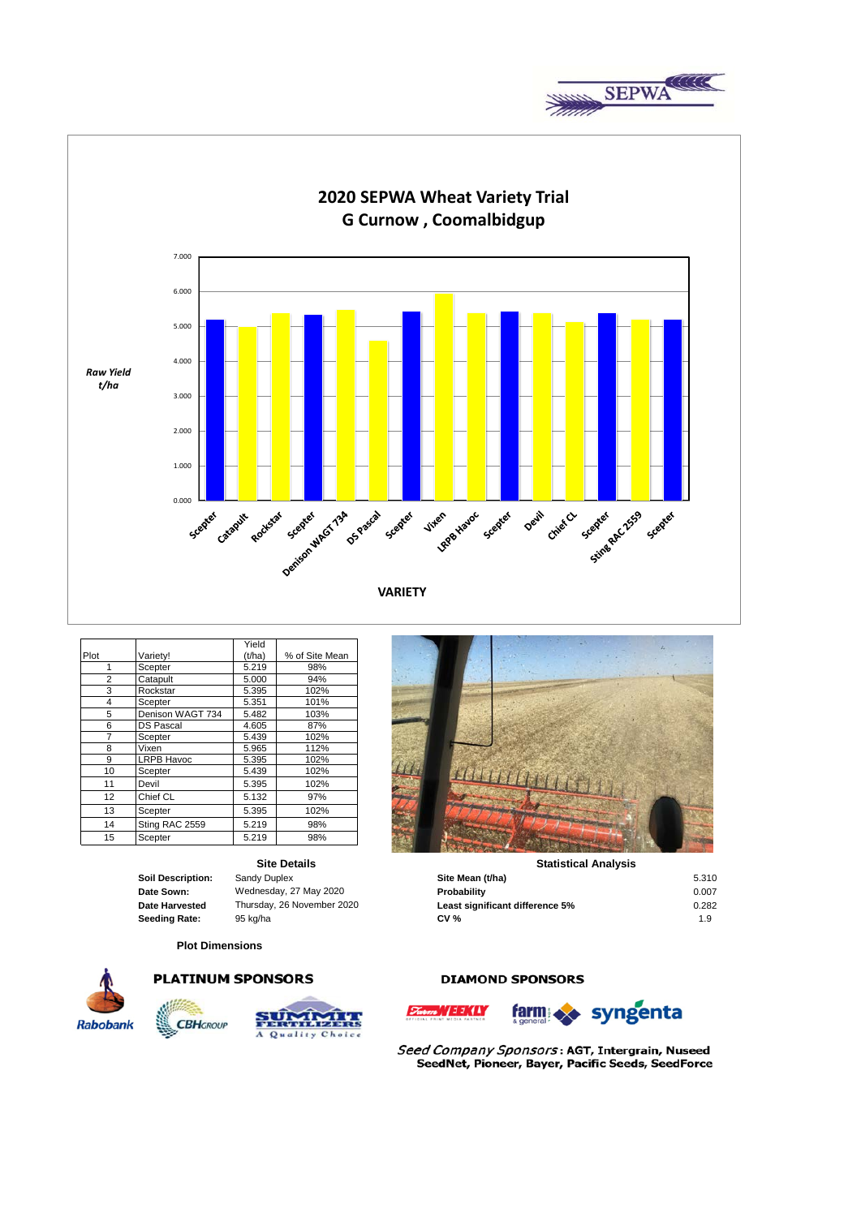# 2020 SEPWA Wheat Variety Trial
## G Curnow , Coomalbidgup

| Plot | Variety! | Yield (t/ha) | % of Site Mean |
|---|---|---|---|
| 1 | Scepter | 5.219 | 98% |
| 2 | Catapult | 5.000 | 94% |
| 3 | Rockstar | 5.395 | 102% |
| 4 | Scepter | 5.351 | 101% |
| 5 | Denison WAGT 734 | 5.482 | 103% |
| 6 | DS Pascal | 4.605 | 87% |
| 7 | Scepter | 5.439 | 102% |
| 8 | Vixen | 5.965 | 112% |
| 9 | LRPB Havoc | 5.395 | 102% |
| 10 | Scepter | 5.439 | 102% |
| 11 | Devil | 5.395 | 102% |
| 12 | Chief CL | 5.132 | 97% |
| 13 | Scepter | 5.395 | 102% |
| 14 | Sting RAC 2559 | 5.219 | 98% |
| 15 | Scepter | 5.219 | 98% |

### Site Details

**Soil Description:** Sandy Duplex
**Date Sown:** Wednesday, 27 May 2020
**Date Harvested** Thursday, 26 November 2020
**Seeding Rate:** 95 kg/ha

### Statistical Analysis

| | |
|---|---|
| **Site Mean (t/ha)** | 5.310 |
| **Probability** | 0.007 |
| **Least significant difference 5%** | 0.282 |
| **CV %** | 1.9 |

**Plot Dimensions**

**PLATINUM SPONSORS**

**DIAMOND SPONSORS**

*Seed Company Sponsors*: AGT, Intergrain, Nuseed SeedNet, Pioneer, Bayer, Pacific Seeds, SeedForce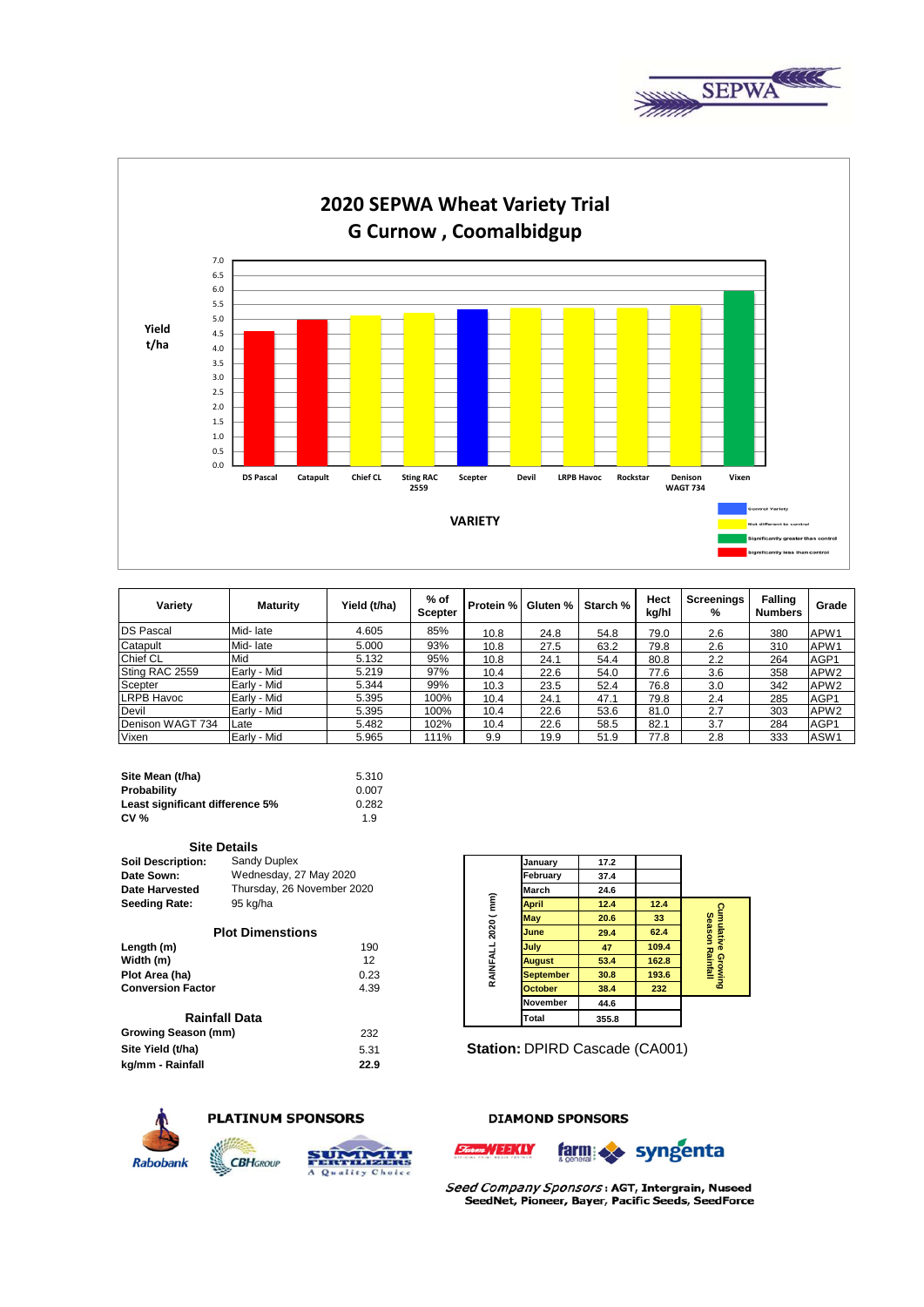SEPWA

## 2020 SEPWA Wheat Variety Trial
## G Curnow , Coomalbidgup

Yield t/ha

7.0
6.5
6.0
5.5
5.0
4.5
4.0
3.5
3.0
2.5
2.0
1.5
1.0
0.5
0.0

DS Pascal
Catapult
Chief CL
Sting RAC 2559
Scepter
Devil
LRPB Havoc
Rockstar
Denison WAGT 734
Vixen

VARIETY

Control Variety
Not different to control
Significantly greater than control
Significantly less than control

| Variety | Maturity | Yield (t/ha) | % of Scepter | Protein % | Gluten % | Starch % | Hect kg/hl | Screenings % | Falling Numbers | Grade |
|---|---|---|---|---|---|---|---|---|---|---|
| DS Pascal | Mid- late | 4.605 | 85% | 10.8 | 24.8 | 54.8 | 79.0 | 2.6 | 380 | APW1 |
| Catapult | Mid- late | 5.000 | 93% | 10.8 | 27.5 | 63.2 | 79.8 | 2.6 | 310 | APW1 |
| Chief CL | Mid | 5.132 | 95% | 10.8 | 24.1 | 54.4 | 80.8 | 2.2 | 264 | AGP1 |
| Sting RAC 2559 | Early - Mid | 5.219 | 97% | 10.4 | 22.6 | 54.0 | 77.6 | 3.6 | 358 | APW2 |
| Scepter | Early - Mid | 5.344 | 99% | 10.3 | 23.5 | 52.4 | 76.8 | 3.0 | 342 | APW2 |
| LRPB Havoc | Early - Mid | 5.395 | 100% | 10.4 | 24.1 | 47.1 | 79.8 | 2.4 | 285 | AGP1 |
| Devil | Early - Mid | 5.395 | 100% | 10.4 | 22.6 | 53.6 | 81.0 | 2.7 | 303 | APW2 |
| Denison WAGT 734 | Late | 5.482 | 102% | 10.4 | 22.6 | 58.5 | 82.1 | 3.7 | 284 | AGP1 |
| Vixen | Early - Mid | 5.965 | 111% | 9.9 | 19.9 | 51.9 | 77.8 | 2.8 | 333 | ASW1 |

| | |
|---|---|
| **Site Mean (t/ha)** | 5.310 |
| **Probability** | 0.007 |
| **Least significant difference 5%** | 0.282 |
| **CV %** | 1.9 |

### Site Details

| | |
|---|---|
| **Soil Description:** | Sandy Duplex |
| **Date Sown:** | Wednesday, 27 May 2020 |
| **Date Harvested** | Thursday, 26 November 2020 |
| **Seeding Rate:** | 95 kg/ha |

### Plot Dimenstions

| | |
|---|---|
| **Length (m)** | 190 |
| **Width (m)** | 12 |
| **Plot Area (ha)** | 0.23 |
| **Conversion Factor** | 4.39 |

### Rainfall Data

| | |
|---|---|
| **Growing Season (mm)** | 232 |
| **Site Yield (t/ha)** | 5.31 |
| **kg/mm - Rainfall** | **22.9** |

RAINFALL 2020 ( mm)

| Month | Rainfall | Cumulative Growing Season Rainfall |
|---|---|---|
| January | 17.2 | |
| February | 37.4 | |
| March | 24.6 | |
| April | 12.4 | 12.4 |
| May | 20.6 | 33 |
| June | 29.4 | 62.4 |
| July | 47 | 109.4 |
| August | 53.4 | 162.8 |
| September | 30.8 | 193.6 |
| October | 38.4 | 232 |
| November | 44.6 | |
| Total | 355.8 | |

**Station:** DPIRD Cascade (CA001)

**PLATINUM SPONSORS**

Rabobank, CBH Group, Summit Fertilizers – A Quality Choice

**DIAMOND SPONSORS**

Farm Weekly, farm & general, syngenta

*Seed Company Sponsors* : **AGT, Intergrain, Nuseed SeedNet, Pioneer, Bayer, Pacific Seeds, SeedForce**